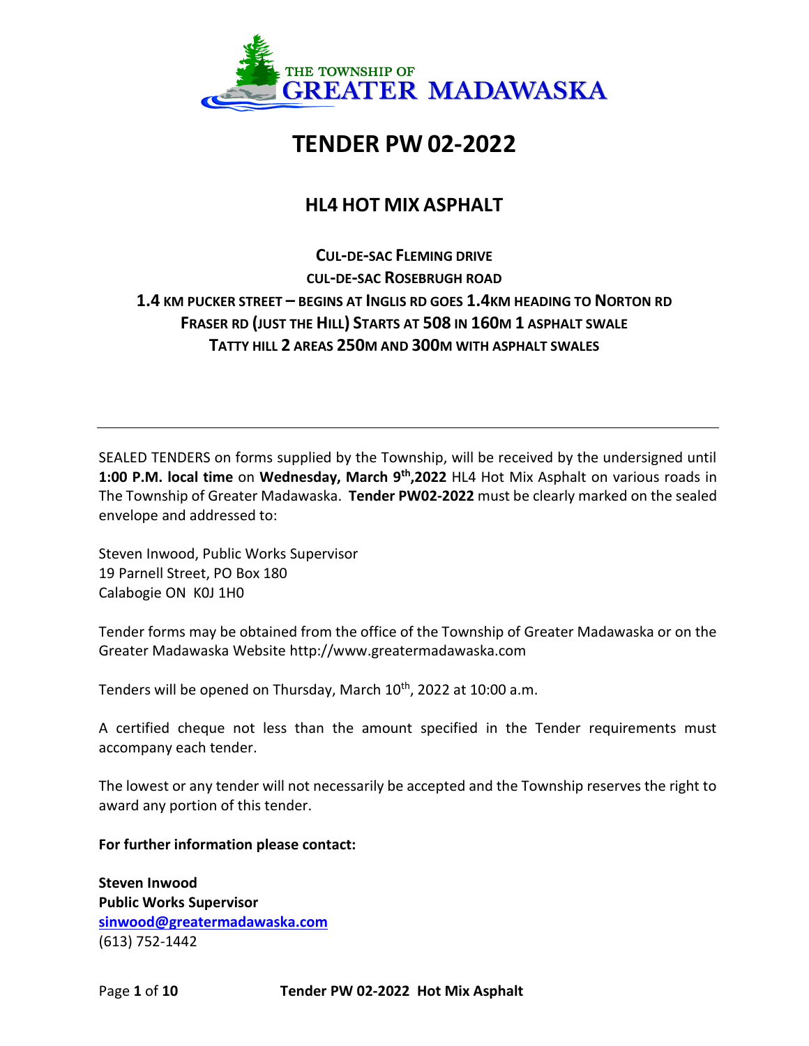THE TOWNSHIP OF GREATER MADAWASKA

# TENDER PW 02-2022

## HL4 HOT MIX ASPHALT

**CUL-DE-SAC FLEMING DRIVE**
**CUL-DE-SAC ROSEBRUGH ROAD**
**1.4 KM PUCKER STREET – BEGINS AT INGLIS RD GOES 1.4KM HEADING TO NORTON RD**
**FRASER RD (JUST THE HILL) STARTS AT 508 IN 160M 1 ASPHALT SWALE**
**TATTY HILL 2 AREAS 250M AND 300M WITH ASPHALT SWALES**

---

SEALED TENDERS on forms supplied by the Township, will be received by the undersigned until **1:00 P.M. local time** on **Wednesday, March 9th,2022** HL4 Hot Mix Asphalt on various roads in The Township of Greater Madawaska. **Tender PW02-2022** must be clearly marked on the sealed envelope and addressed to:

Steven Inwood, Public Works Supervisor
19 Parnell Street, PO Box 180
Calabogie ON K0J 1H0

Tender forms may be obtained from the office of the Township of Greater Madawaska or on the Greater Madawaska Website http://www.greatermadawaska.com

Tenders will be opened on Thursday, March 10th, 2022 at 10:00 a.m.

A certified cheque not less than the amount specified in the Tender requirements must accompany each tender.

The lowest or any tender will not necessarily be accepted and the Township reserves the right to award any portion of this tender.

**For further information please contact:**

**Steven Inwood**
**Public Works Supervisor**
**sinwood@greatermadawaska.com**
(613) 752-1442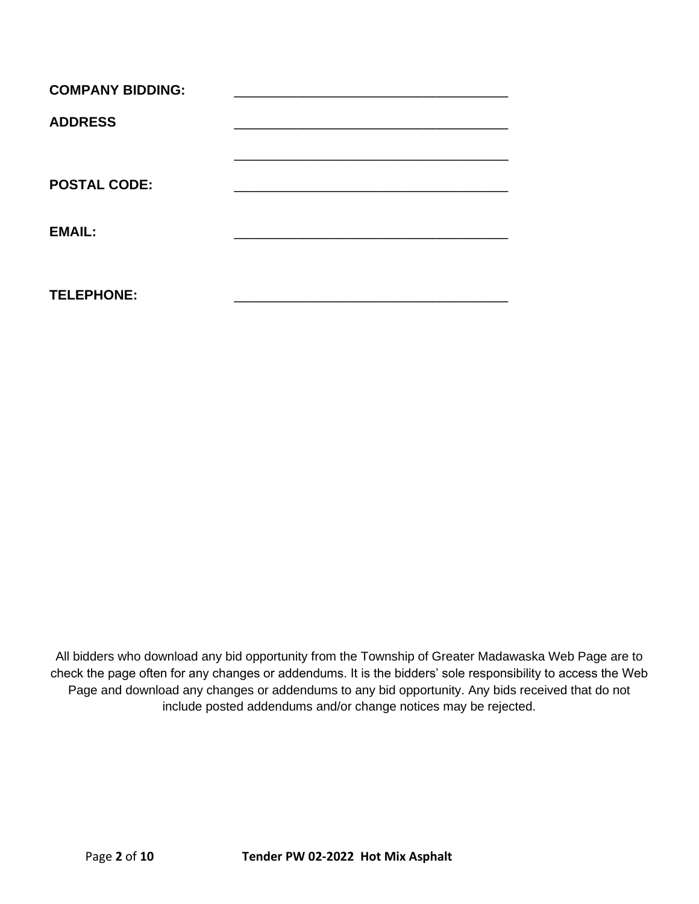**COMPANY BIDDING:** _____________________________________

**ADDRESS** _____________________________________

_____________________________________

**POSTAL CODE:** _____________________________________

**EMAIL:** _____________________________________

**TELEPHONE:** _____________________________________

All bidders who download any bid opportunity from the Township of Greater Madawaska Web Page are to check the page often for any changes or addendums. It is the bidders' sole responsibility to access the Web Page and download any changes or addendums to any bid opportunity. Any bids received that do not include posted addendums and/or change notices may be rejected.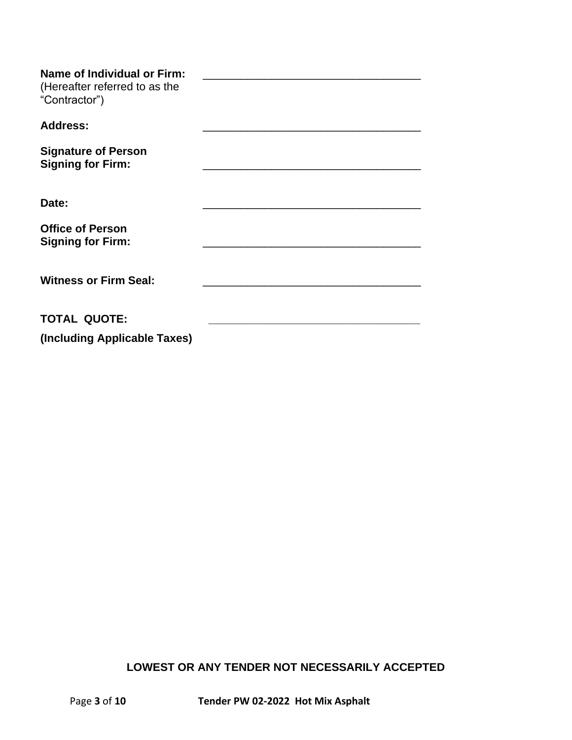**Name of Individual or Firm:** ___________________________________
(Hereafter referred to as the "Contractor")

**Address:** ___________________________________

**Signature of Person Signing for Firm:** ___________________________________

**Date:** ___________________________________

**Office of Person Signing for Firm:** ___________________________________

**Witness or Firm Seal:** ___________________________________

**TOTAL QUOTE:** ___________________________________

**(Including Applicable Taxes)**

**LOWEST OR ANY TENDER NOT NECESSARILY ACCEPTED**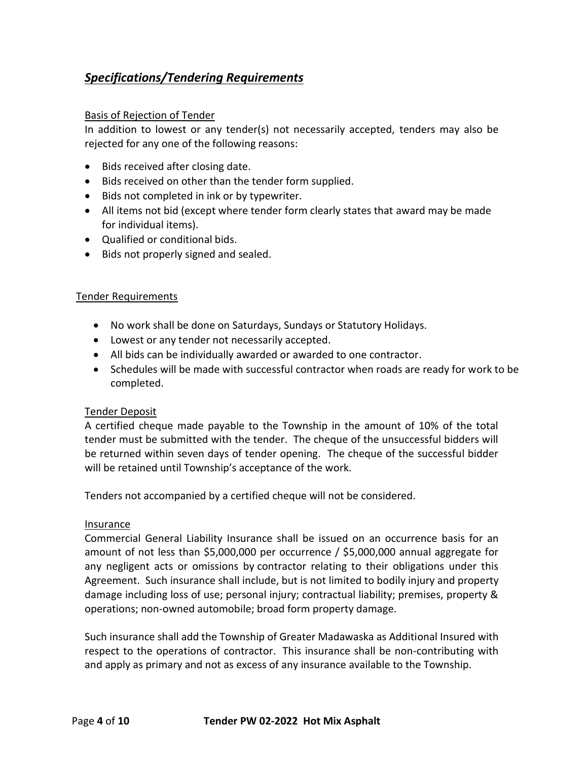## ***Specifications/Tendering Requirements***

Basis of Rejection of Tender

In addition to lowest or any tender(s) not necessarily accepted, tenders may also be rejected for any one of the following reasons:

- Bids received after closing date.
- Bids received on other than the tender form supplied.
- Bids not completed in ink or by typewriter.
- All items not bid (except where tender form clearly states that award may be made for individual items).
- Qualified or conditional bids.
- Bids not properly signed and sealed.

Tender Requirements

- No work shall be done on Saturdays, Sundays or Statutory Holidays.
- Lowest or any tender not necessarily accepted.
- All bids can be individually awarded or awarded to one contractor.
- Schedules will be made with successful contractor when roads are ready for work to be completed.

Tender Deposit

A certified cheque made payable to the Township in the amount of 10% of the total tender must be submitted with the tender. The cheque of the unsuccessful bidders will be returned within seven days of tender opening. The cheque of the successful bidder will be retained until Township's acceptance of the work.

Tenders not accompanied by a certified cheque will not be considered.

Insurance

Commercial General Liability Insurance shall be issued on an occurrence basis for an amount of not less than $5,000,000 per occurrence / $5,000,000 annual aggregate for any negligent acts or omissions by contractor relating to their obligations under this Agreement. Such insurance shall include, but is not limited to bodily injury and property damage including loss of use; personal injury; contractual liability; premises, property & operations; non-owned automobile; broad form property damage.

Such insurance shall add the Township of Greater Madawaska as Additional Insured with respect to the operations of contractor. This insurance shall be non-contributing with and apply as primary and not as excess of any insurance available to the Township.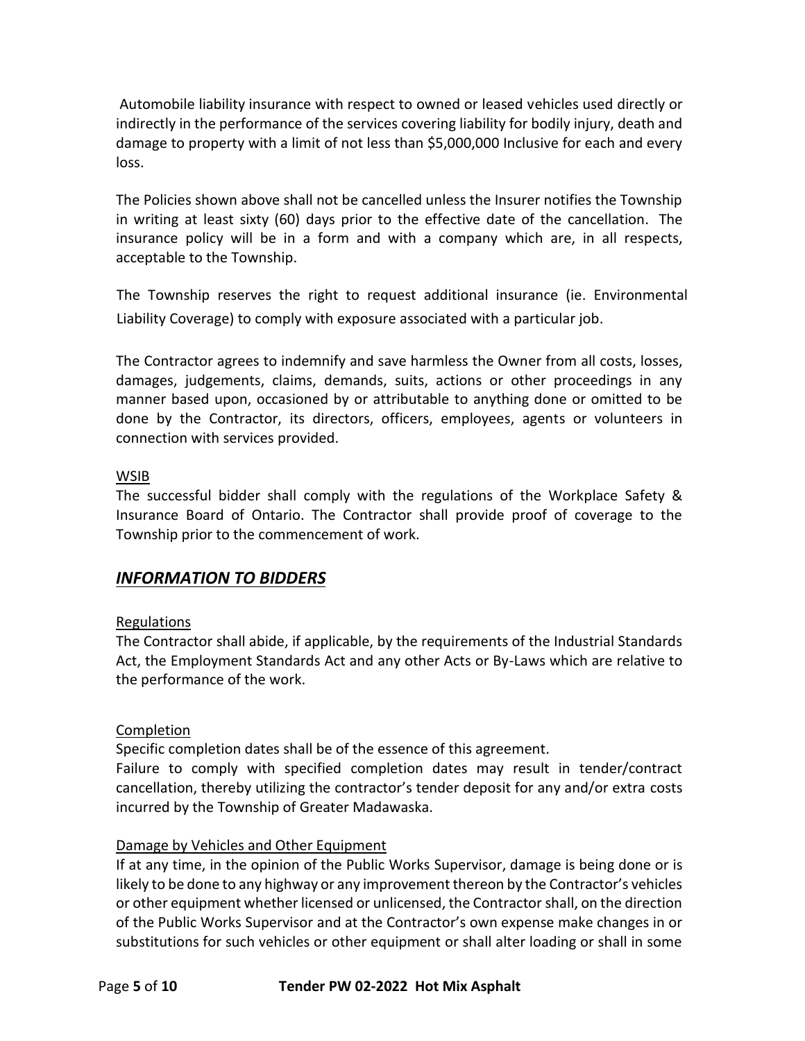Automobile liability insurance with respect to owned or leased vehicles used directly or indirectly in the performance of the services covering liability for bodily injury, death and damage to property with a limit of not less than $5,000,000 Inclusive for each and every loss.

The Policies shown above shall not be cancelled unless the Insurer notifies the Township in writing at least sixty (60) days prior to the effective date of the cancellation. The insurance policy will be in a form and with a company which are, in all respects, acceptable to the Township.

The Township reserves the right to request additional insurance (ie. Environmental Liability Coverage) to comply with exposure associated with a particular job.

The Contractor agrees to indemnify and save harmless the Owner from all costs, losses, damages, judgements, claims, demands, suits, actions or other proceedings in any manner based upon, occasioned by or attributable to anything done or omitted to be done by the Contractor, its directors, officers, employees, agents or volunteers in connection with services provided.

WSIB

The successful bidder shall comply with the regulations of the Workplace Safety & Insurance Board of Ontario. The Contractor shall provide proof of coverage to the Township prior to the commencement of work.

## *INFORMATION TO BIDDERS*

Regulations

The Contractor shall abide, if applicable, by the requirements of the Industrial Standards Act, the Employment Standards Act and any other Acts or By-Laws which are relative to the performance of the work.

Completion

Specific completion dates shall be of the essence of this agreement.

Failure to comply with specified completion dates may result in tender/contract cancellation, thereby utilizing the contractor's tender deposit for any and/or extra costs incurred by the Township of Greater Madawaska.

Damage by Vehicles and Other Equipment

If at any time, in the opinion of the Public Works Supervisor, damage is being done or is likely to be done to any highway or any improvement thereon by the Contractor's vehicles or other equipment whether licensed or unlicensed, the Contractor shall, on the direction of the Public Works Supervisor and at the Contractor's own expense make changes in or substitutions for such vehicles or other equipment or shall alter loading or shall in some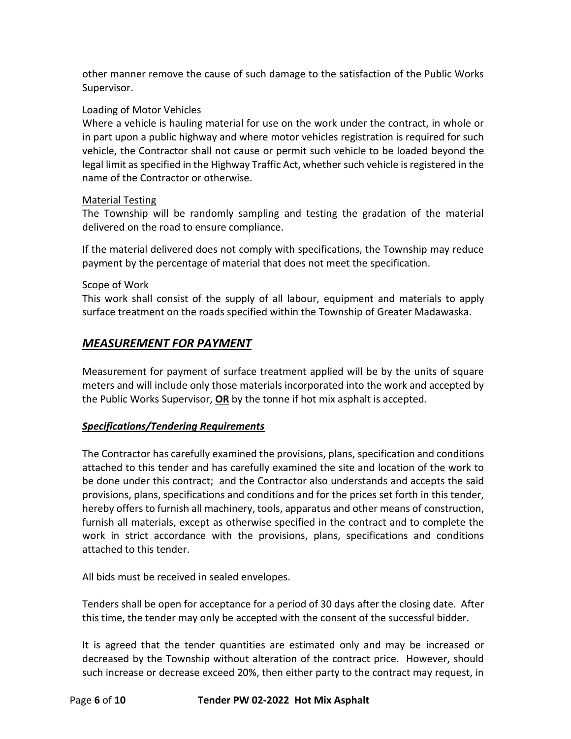other manner remove the cause of such damage to the satisfaction of the Public Works Supervisor.

Loading of Motor Vehicles

Where a vehicle is hauling material for use on the work under the contract, in whole or in part upon a public highway and where motor vehicles registration is required for such vehicle, the Contractor shall not cause or permit such vehicle to be loaded beyond the legal limit as specified in the Highway Traffic Act, whether such vehicle is registered in the name of the Contractor or otherwise.

Material Testing

The Township will be randomly sampling and testing the gradation of the material delivered on the road to ensure compliance.

If the material delivered does not comply with specifications, the Township may reduce payment by the percentage of material that does not meet the specification.

Scope of Work

This work shall consist of the supply of all labour, equipment and materials to apply surface treatment on the roads specified within the Township of Greater Madawaska.

## *MEASUREMENT FOR PAYMENT*

Measurement for payment of surface treatment applied will be by the units of square meters and will include only those materials incorporated into the work and accepted by the Public Works Supervisor, **OR** by the tonne if hot mix asphalt is accepted.

### *Specifications/Tendering Requirements*

The Contractor has carefully examined the provisions, plans, specification and conditions attached to this tender and has carefully examined the site and location of the work to be done under this contract; and the Contractor also understands and accepts the said provisions, plans, specifications and conditions and for the prices set forth in this tender, hereby offers to furnish all machinery, tools, apparatus and other means of construction, furnish all materials, except as otherwise specified in the contract and to complete the work in strict accordance with the provisions, plans, specifications and conditions attached to this tender.

All bids must be received in sealed envelopes.

Tenders shall be open for acceptance for a period of 30 days after the closing date. After this time, the tender may only be accepted with the consent of the successful bidder.

It is agreed that the tender quantities are estimated only and may be increased or decreased by the Township without alteration of the contract price. However, should such increase or decrease exceed 20%, then either party to the contract may request, in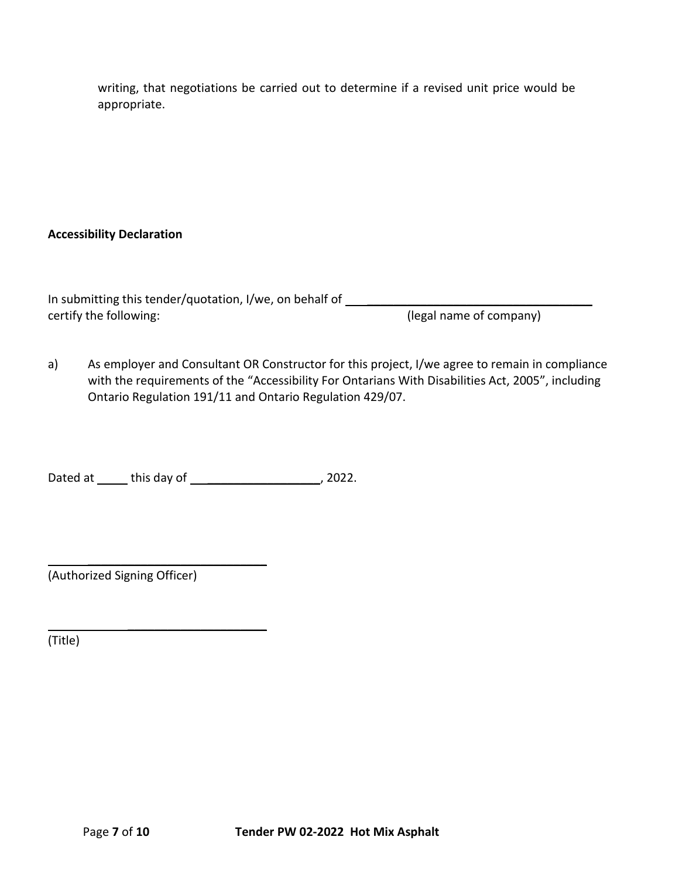writing, that negotiations be carried out to determine if a revised unit price would be appropriate.

**Accessibility Declaration**

In submitting this tender/quotation, I/we, on behalf of ______________________________________ certify the following: (legal name of company)

a) As employer and Consultant OR Constructor for this project, I/we agree to remain in compliance with the requirements of the "Accessibility For Ontarians With Disabilities Act, 2005", including Ontario Regulation 191/11 and Ontario Regulation 429/07.

Dated at _____ this day of __________________, 2022.

______________________________
(Authorized Signing Officer)

______________________________
(Title)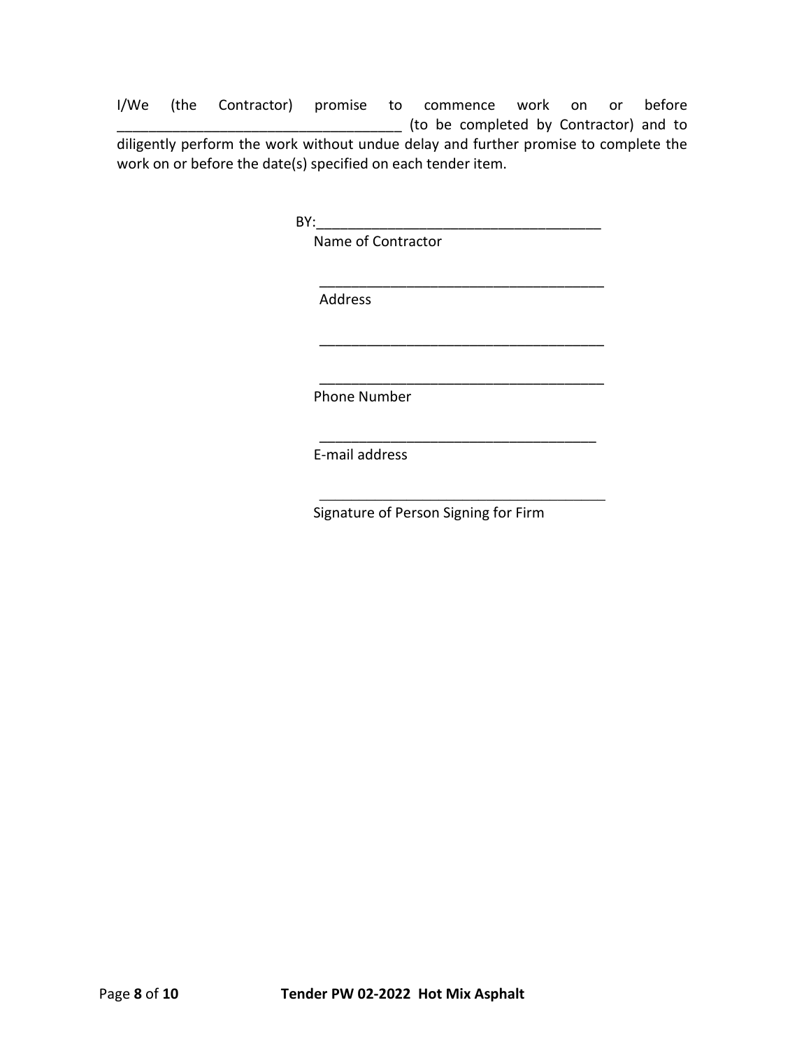I/We (the Contractor) promise to commence work on or before ___________________________________ (to be completed by Contractor) and to diligently perform the work without undue delay and further promise to complete the work on or before the date(s) specified on each tender item.

BY:___________________________________

Name of Contractor

___________________________________

Address

___________________________________

___________________________________

Phone Number

___________________________________

E-mail address

___________________________________

Signature of Person Signing for Firm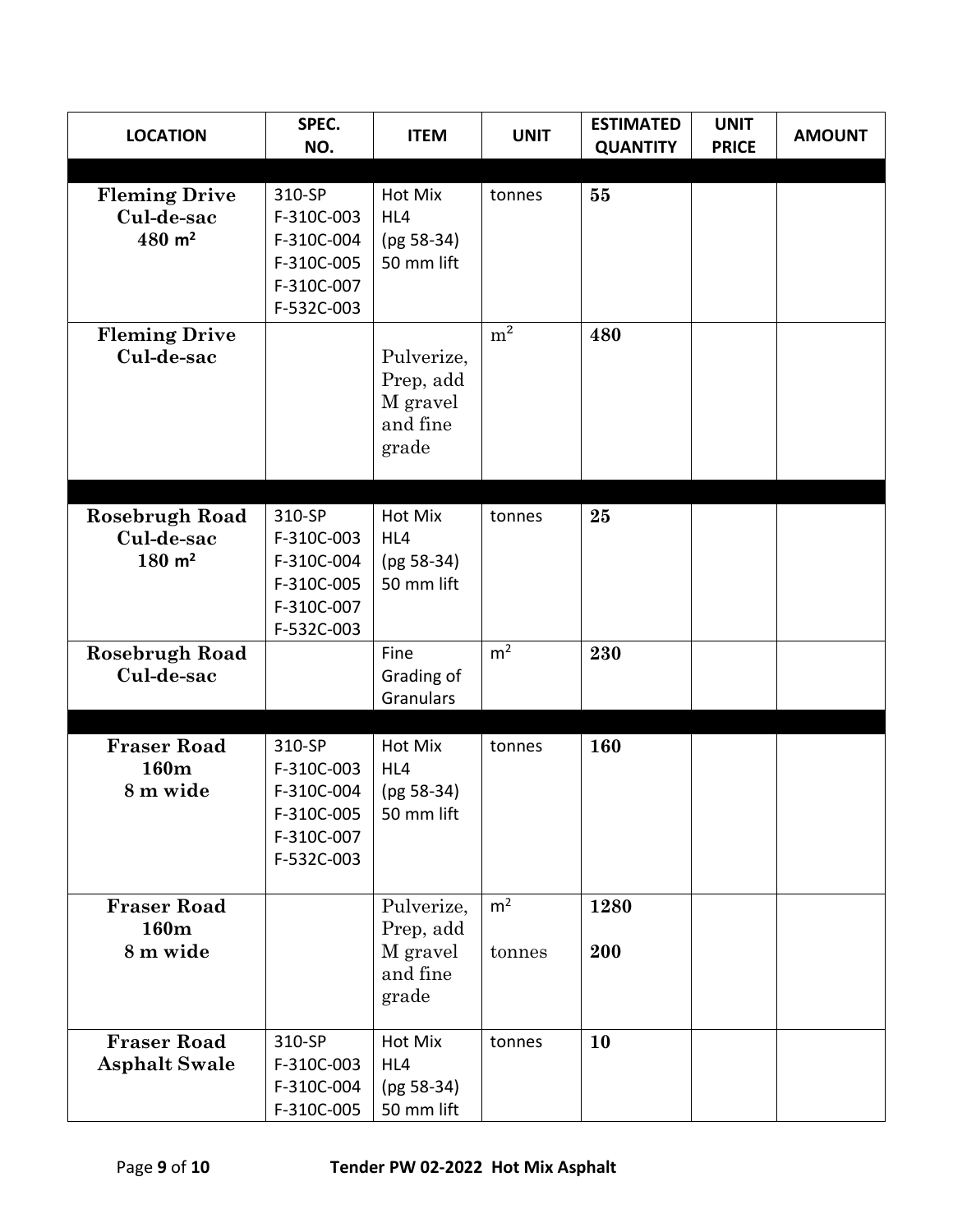| LOCATION | SPEC. NO. | ITEM | UNIT | ESTIMATED QUANTITY | UNIT PRICE | AMOUNT |
|---|---|---|---|---|---|---|
| | | | | | | |
| **Fleming Drive Cul-de-sac 480 m²** | 310-SP F-310C-003 F-310C-004 F-310C-005 F-310C-007 F-532C-003 | Hot Mix HL4 (pg 58-34) 50 mm lift | tonnes | **55** | | |
| **Fleming Drive Cul-de-sac** | | Pulverize, Prep, add M gravel and fine grade | m² | **480** | | |
| | | | | | | |
| **Rosebrugh Road Cul-de-sac 180 m²** | 310-SP F-310C-003 F-310C-004 F-310C-005 F-310C-007 F-532C-003 | Hot Mix HL4 (pg 58-34) 50 mm lift | tonnes | **25** | | |
| **Rosebrugh Road Cul-de-sac** | | Fine Grading of Granulars | m² | **230** | | |
| | | | | | | |
| **Fraser Road 160m 8 m wide** | 310-SP F-310C-003 F-310C-004 F-310C-005 F-310C-007 F-532C-003 | Hot Mix HL4 (pg 58-34) 50 mm lift | tonnes | **160** | | |
| **Fraser Road 160m 8 m wide** | | Pulverize, Prep, add M gravel and fine grade | m²<br>tonnes | **1280**<br>**200** | | |
| **Fraser Road Asphalt Swale** | 310-SP F-310C-003 F-310C-004 F-310C-005 | Hot Mix HL4 (pg 58-34) 50 mm lift | tonnes | **10** | | |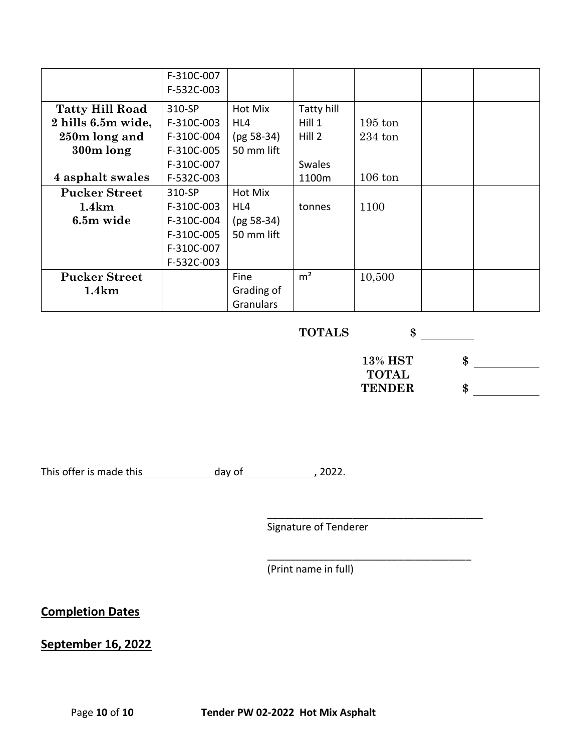| | | | | | | |
|---|---|---|---|---|---|---|
| | F-310C-007<br>F-532C-003 | | | | | |
| **Tatty Hill Road**<br>**2 hills 6.5m wide, 250m long and 300m long**<br><br>**4 asphalt swales** | 310-SP<br>F-310C-003<br>F-310C-004<br>F-310C-005<br>F-310C-007<br>F-532C-003 | Hot Mix<br>HL4<br>(pg 58-34)<br>50 mm lift | Tatty hill<br>Hill 1<br>Hill 2<br><br>Swales<br>1100m | <br>195 ton<br>234 ton<br><br><br>106 ton | | |
| **Pucker Street**<br>**1.4km**<br>**6.5m wide** | 310-SP<br>F-310C-003<br>F-310C-004<br>F-310C-005<br>F-310C-007<br>F-532C-003 | Hot Mix<br>HL4<br>(pg 58-34)<br>50 mm lift | tonnes | 1100 | | |
| **Pucker Street**<br>**1.4km** | | Fine Grading of Granulars | m² | 10,500 | | |

**TOTALS** $ \_\_\_\_\_\_\_\_\_

**13% HST** $ \_\_\_\_\_\_\_\_\_\_\_

**TOTAL TENDER** $ \_\_\_\_\_\_\_\_\_\_\_

This offer is made this \_\_\_\_\_\_\_\_\_\_\_\_ day of \_\_\_\_\_\_\_\_\_\_\_\_, 2022.

\_\_\_\_\_\_\_\_\_\_\_\_\_\_\_\_\_\_\_\_\_\_\_\_\_\_\_\_\_\_\_\_\_\_\_\_\_\_\_
Signature of Tenderer

\_\_\_\_\_\_\_\_\_\_\_\_\_\_\_\_\_\_\_\_\_\_\_\_\_\_\_\_\_\_\_\_\_\_\_\_\_
(Print name in full)

## Completion Dates

## September 16, 2022